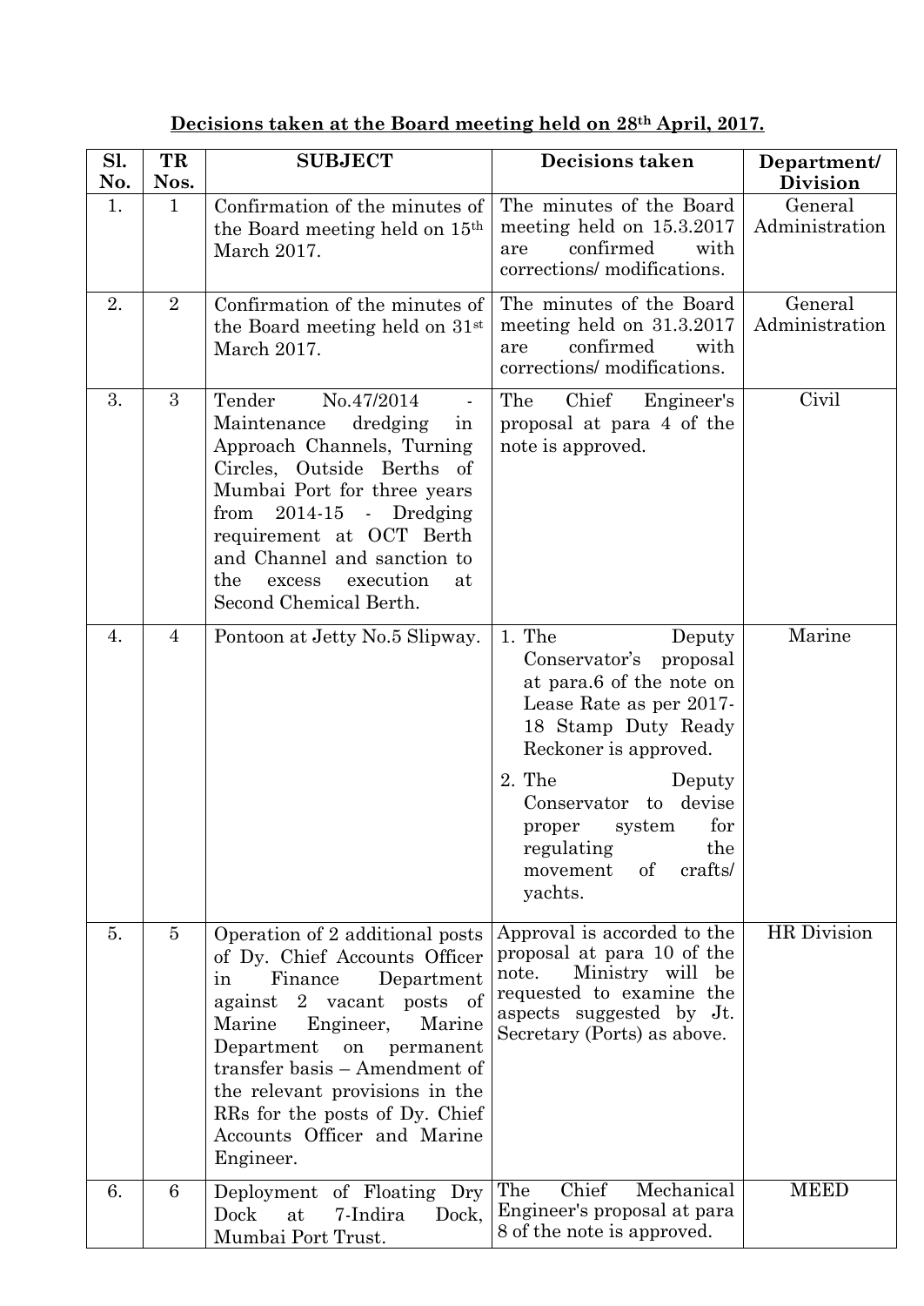**Decisions taken at the Board meeting held on 28th April, 2017.**

| Sl. No. | TR Nos. | SUBJECT | Decisions taken | Department/ Division |
|---|---|---|---|---|
| 1. | 1 | Confirmation of the minutes of the Board meeting held on 15th March 2017. | The minutes of the Board meeting held on 15.3.2017 are confirmed with corrections/ modifications. | General Administration |
| 2. | 2 | Confirmation of the minutes of the Board meeting held on 31st March 2017. | The minutes of the Board meeting held on 31.3.2017 are confirmed with corrections/ modifications. | General Administration |
| 3. | 3 | Tender No.47/2014 - Maintenance dredging in Approach Channels, Turning Circles, Outside Berths of Mumbai Port for three years from 2014-15 - Dredging requirement at OCT Berth and Channel and sanction to the excess execution at Second Chemical Berth. | The Chief Engineer's proposal at para 4 of the note is approved. | Civil |
| 4. | 4 | Pontoon at Jetty No.5 Slipway. | 1. The Deputy Conservator's proposal at para.6 of the note on Lease Rate as per 2017-18 Stamp Duty Ready Reckoner is approved.<br>2. The Deputy Conservator to devise proper system for regulating the movement of crafts/ yachts. | Marine |
| 5. | 5 | Operation of 2 additional posts of Dy. Chief Accounts Officer in Finance Department against 2 vacant posts of Marine Engineer, Marine Department on permanent transfer basis – Amendment of the relevant provisions in the RRs for the posts of Dy. Chief Accounts Officer and Marine Engineer. | Approval is accorded to the proposal at para 10 of the note. Ministry will be requested to examine the aspects suggested by Jt. Secretary (Ports) as above. | HR Division |
| 6. | 6 | Deployment of Floating Dry Dock at 7-Indira Dock, Mumbai Port Trust. | The Chief Mechanical Engineer's proposal at para 8 of the note is approved. | MEED |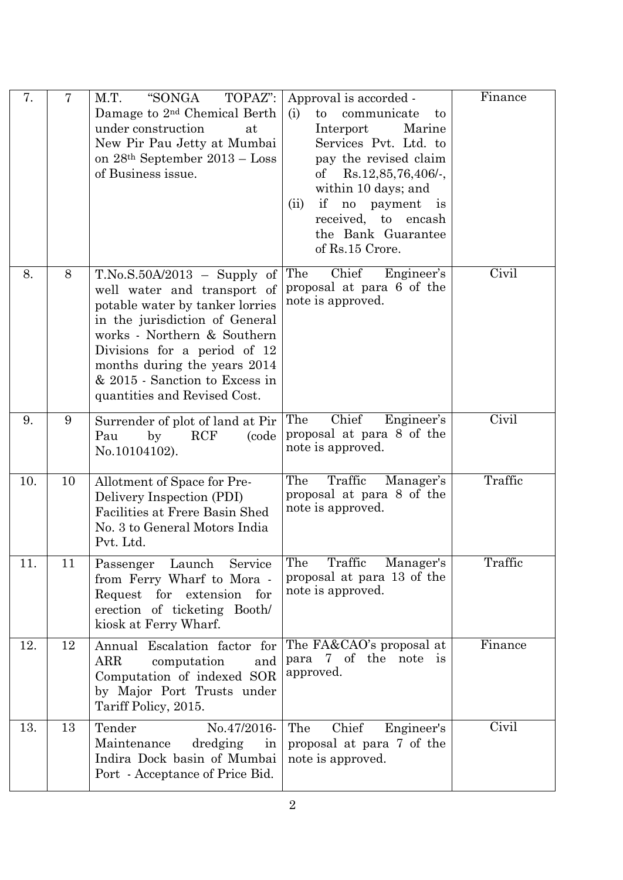| | | | | |
|---|---|---|---|---|
| 7. | 7 | M.T. "SONGA TOPAZ": Damage to 2nd Chemical Berth under construction at New Pir Pau Jetty at Mumbai on 28th September 2013 – Loss of Business issue. | Approval is accorded - (i) to communicate to Interport Marine Services Pvt. Ltd. to pay the revised claim of Rs.12,85,76,406/-, within 10 days; and (ii) if no payment is received, to encash the Bank Guarantee of Rs.15 Crore. | Finance |
| 8. | 8 | T.No.S.50A/2013 – Supply of well water and transport of potable water by tanker lorries in the jurisdiction of General works - Northern & Southern Divisions for a period of 12 months during the years 2014 & 2015 - Sanction to Excess in quantities and Revised Cost. | The Chief Engineer's proposal at para 6 of the note is approved. | Civil |
| 9. | 9 | Surrender of plot of land at Pir Pau by RCF (code No.10104102). | The Chief Engineer's proposal at para 8 of the note is approved. | Civil |
| 10. | 10 | Allotment of Space for Pre-Delivery Inspection (PDI) Facilities at Frere Basin Shed No. 3 to General Motors India Pvt. Ltd. | The Traffic Manager's proposal at para 8 of the note is approved. | Traffic |
| 11. | 11 | Passenger Launch Service from Ferry Wharf to Mora - Request for extension for erection of ticketing Booth/ kiosk at Ferry Wharf. | The Traffic Manager's proposal at para 13 of the note is approved. | Traffic |
| 12. | 12 | Annual Escalation factor for ARR computation and Computation of indexed SOR by Major Port Trusts under Tariff Policy, 2015. | The FA&CAO's proposal at para 7 of the note is approved. | Finance |
| 13. | 13 | Tender No.47/2016- Maintenance dredging in Indira Dock basin of Mumbai Port - Acceptance of Price Bid. | The Chief Engineer's proposal at para 7 of the note is approved. | Civil |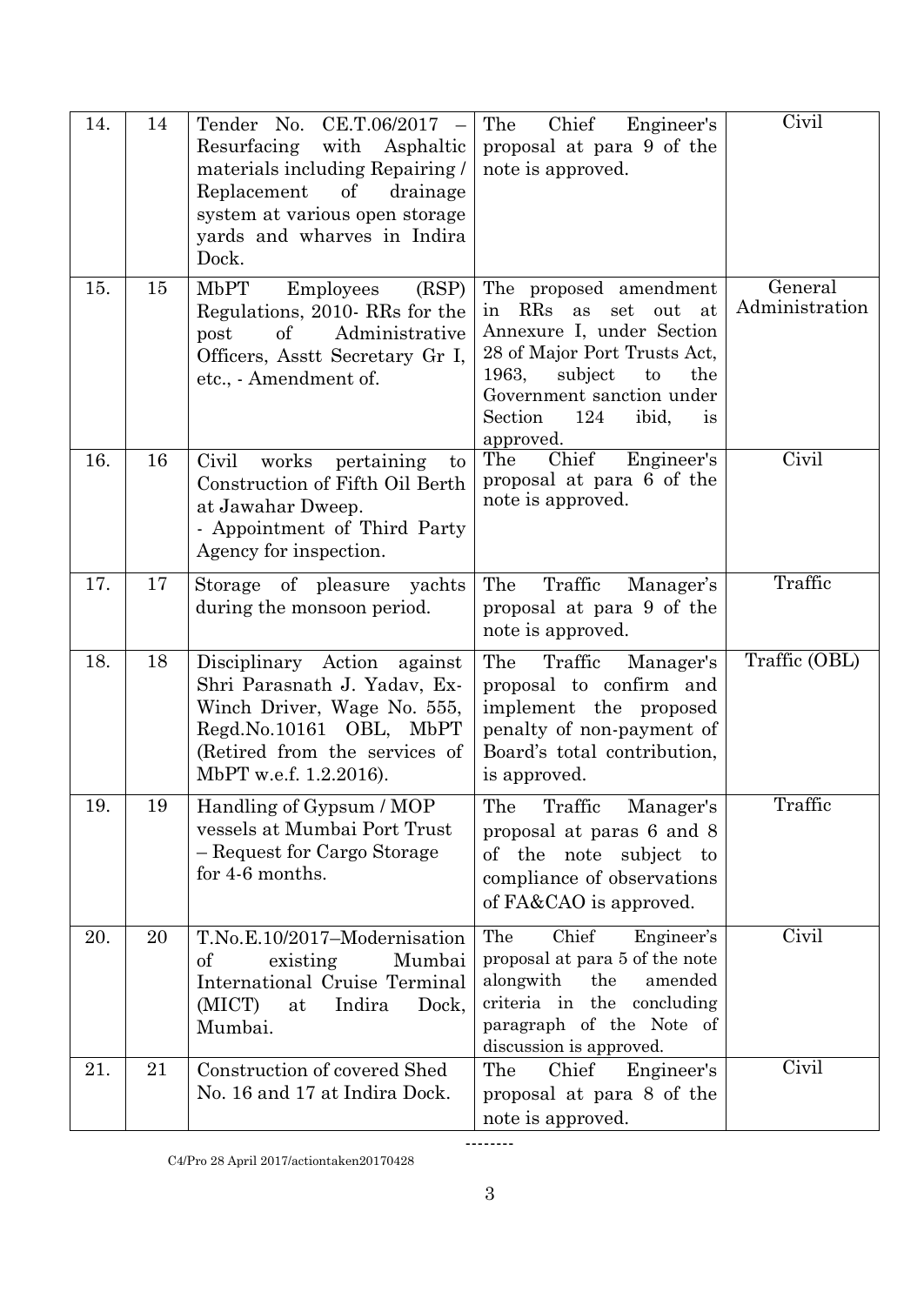| | | | | |
|---|---|---|---|---|
| 14. | 14 | Tender No. CE.T.06/2017 – Resurfacing with Asphaltic materials including Repairing / Replacement of drainage system at various open storage yards and wharves in Indira Dock. | The Chief Engineer's proposal at para 9 of the note is approved. | Civil |
| 15. | 15 | MbPT Employees (RSP) Regulations, 2010- RRs for the post of Administrative Officers, Asstt Secretary Gr I, etc., - Amendment of. | The proposed amendment in RRs as set out at Annexure I, under Section 28 of Major Port Trusts Act, 1963, subject to the Government sanction under Section 124 ibid, is approved. | General Administration |
| 16. | 16 | Civil works pertaining to Construction of Fifth Oil Berth at Jawahar Dweep. - Appointment of Third Party Agency for inspection. | The Chief Engineer's proposal at para 6 of the note is approved. | Civil |
| 17. | 17 | Storage of pleasure yachts during the monsoon period. | The Traffic Manager's proposal at para 9 of the note is approved. | Traffic |
| 18. | 18 | Disciplinary Action against Shri Parasnath J. Yadav, Ex-Winch Driver, Wage No. 555, Regd.No.10161 OBL, MbPT (Retired from the services of MbPT w.e.f. 1.2.2016). | The Traffic Manager's proposal to confirm and implement the proposed penalty of non-payment of Board's total contribution, is approved. | Traffic (OBL) |
| 19. | 19 | Handling of Gypsum / MOP vessels at Mumbai Port Trust – Request for Cargo Storage for 4-6 months. | The Traffic Manager's proposal at paras 6 and 8 of the note subject to compliance of observations of FA&CAO is approved. | Traffic |
| 20. | 20 | T.No.E.10/2017–Modernisation of existing Mumbai International Cruise Terminal (MICT) at Indira Dock, Mumbai. | The Chief Engineer's proposal at para 5 of the note alongwith the amended criteria in the concluding paragraph of the Note of discussion is approved. | Civil |
| 21. | 21 | Construction of covered Shed No. 16 and 17 at Indira Dock. | The Chief Engineer's proposal at para 8 of the note is approved. | Civil |

--------

C4/Pro 28 April 2017/actiontaken20170428